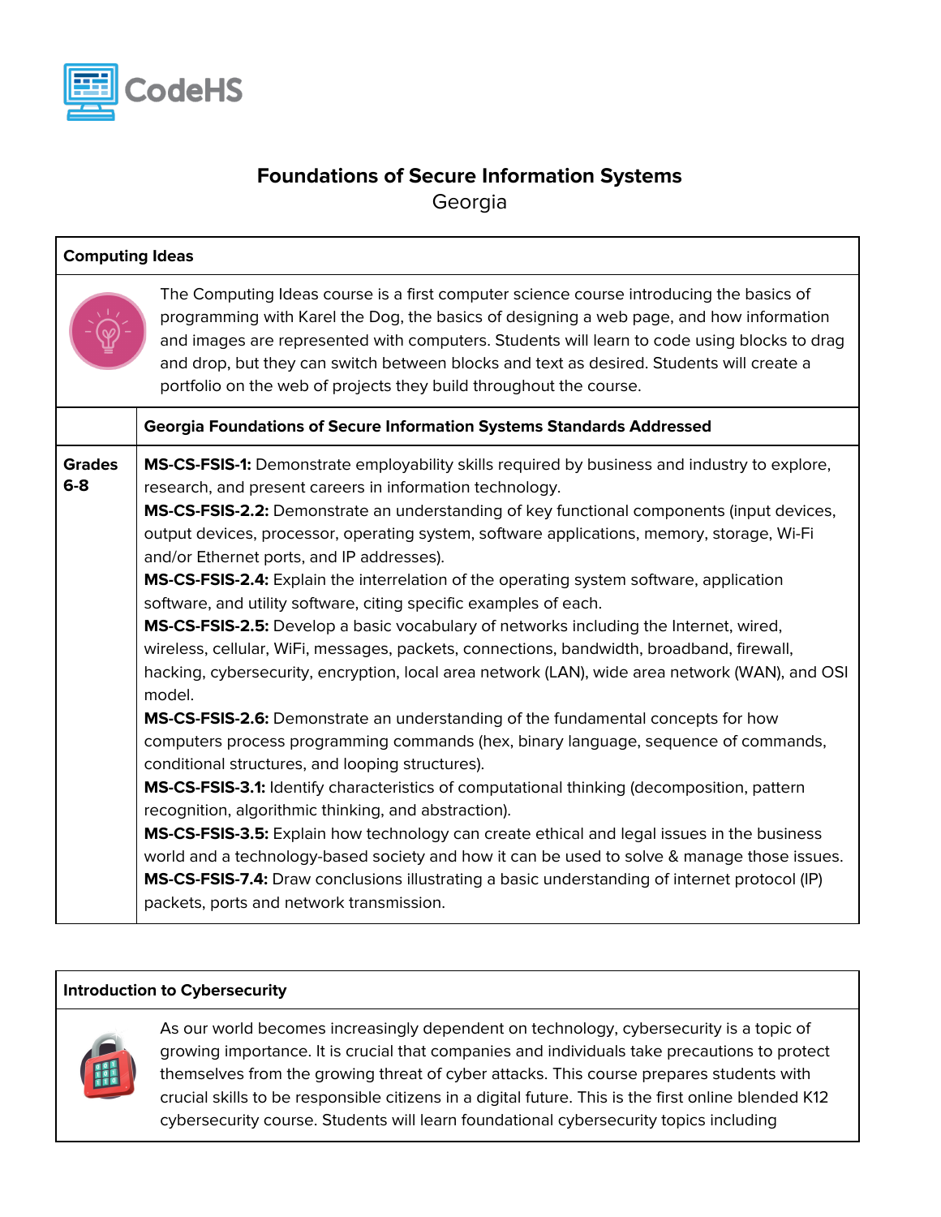# Foundations of Secure Information Systems

Georgia

## Computing Ideas

The Computing Ideas course is a first computer science course introducing the basics of programming with Karel the Dog, the basics of designing a web page, and how information and images are represented with computers. Students will learn to code using blocks to drag and drop, but they can switch between blocks and text as desired. Students will create a portfolio on the web of projects they build throughout the course.

| | Georgia Foundations of Secure Information Systems Standards Addressed |
|---|---|
| **Grades 6-8** | **MS-CS-FSIS-1:** Demonstrate employability skills required by business and industry to explore, research, and present careers in information technology.<br>**MS-CS-FSIS-2.2:** Demonstrate an understanding of key functional components (input devices, output devices, processor, operating system, software applications, memory, storage, Wi-Fi and/or Ethernet ports, and IP addresses).<br>**MS-CS-FSIS-2.4:** Explain the interrelation of the operating system software, application software, and utility software, citing specific examples of each.<br>**MS-CS-FSIS-2.5:** Develop a basic vocabulary of networks including the Internet, wired, wireless, cellular, WiFi, messages, packets, connections, bandwidth, broadband, firewall, hacking, cybersecurity, encryption, local area network (LAN), wide area network (WAN), and OSI model.<br>**MS-CS-FSIS-2.6:** Demonstrate an understanding of the fundamental concepts for how computers process programming commands (hex, binary language, sequence of commands, conditional structures, and looping structures).<br>**MS-CS-FSIS-3.1:** Identify characteristics of computational thinking (decomposition, pattern recognition, algorithmic thinking, and abstraction).<br>**MS-CS-FSIS-3.5:** Explain how technology can create ethical and legal issues in the business world and a technology-based society and how it can be used to solve & manage those issues.<br>**MS-CS-FSIS-7.4:** Draw conclusions illustrating a basic understanding of internet protocol (IP) packets, ports and network transmission. |

## Introduction to Cybersecurity

As our world becomes increasingly dependent on technology, cybersecurity is a topic of growing importance. It is crucial that companies and individuals take precautions to protect themselves from the growing threat of cyber attacks. This course prepares students with crucial skills to be responsible citizens in a digital future. This is the first online blended K12 cybersecurity course. Students will learn foundational cybersecurity topics including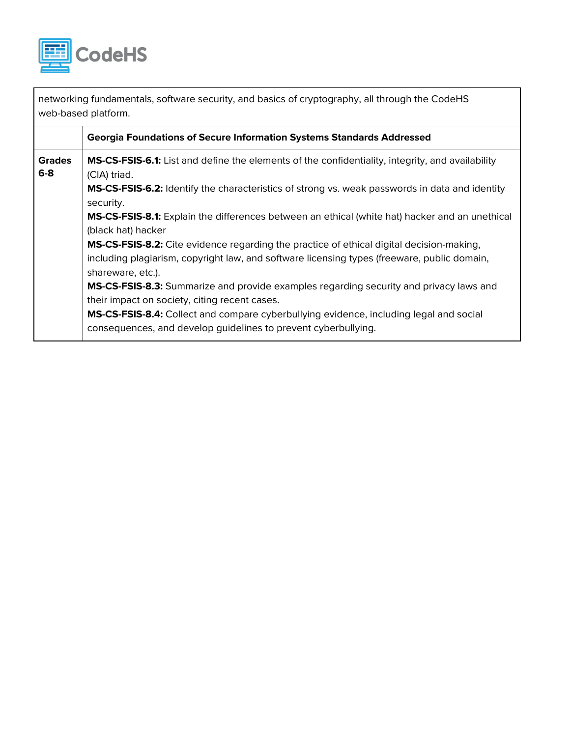| | |
|---|---|
| networking fundamentals, software security, and basics of cryptography, all through the CodeHS web-based platform. | |
| | **Georgia Foundations of Secure Information Systems Standards Addressed** |
| **Grades 6-8** | **MS-CS-FSIS-6.1:** List and define the elements of the confidentiality, integrity, and availability (CIA) triad.<br>**MS-CS-FSIS-6.2:** Identify the characteristics of strong vs. weak passwords in data and identity security.<br>**MS-CS-FSIS-8.1:** Explain the differences between an ethical (white hat) hacker and an unethical (black hat) hacker<br>**MS-CS-FSIS-8.2:** Cite evidence regarding the practice of ethical digital decision-making, including plagiarism, copyright law, and software licensing types (freeware, public domain, shareware, etc.).<br>**MS-CS-FSIS-8.3:** Summarize and provide examples regarding security and privacy laws and their impact on society, citing recent cases.<br>**MS-CS-FSIS-8.4:** Collect and compare cyberbullying evidence, including legal and social consequences, and develop guidelines to prevent cyberbullying. |